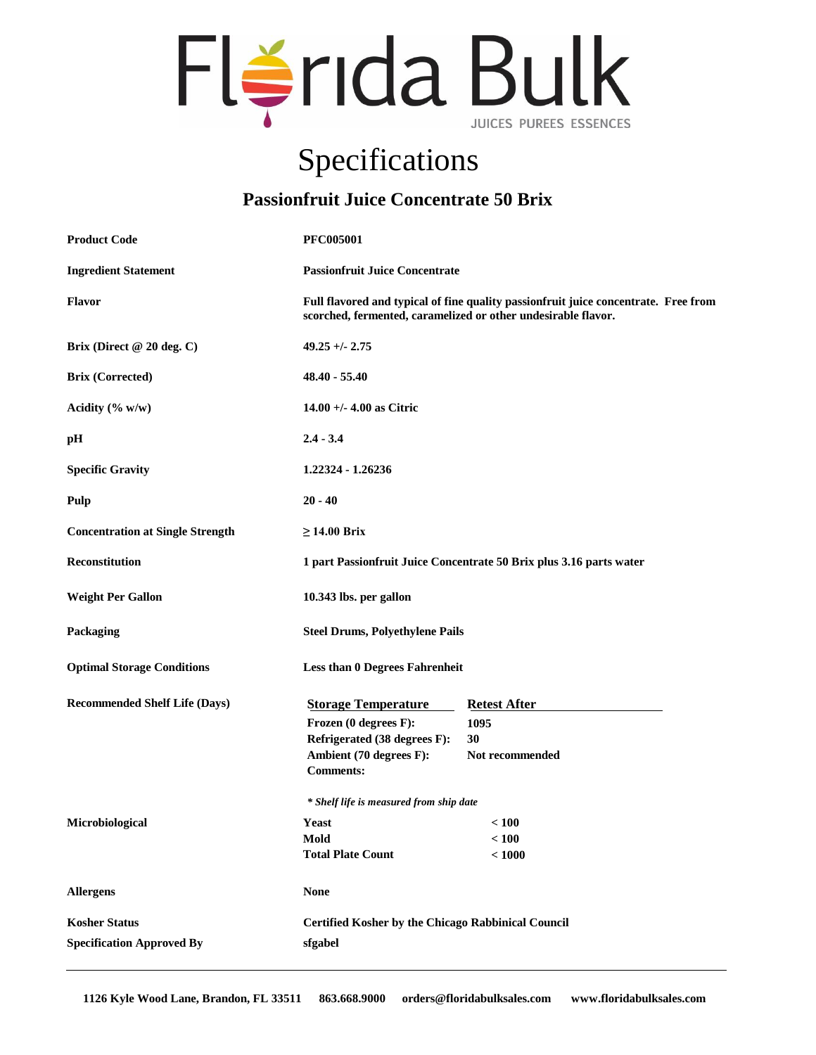# Florida Bulk

JUICES PUREES ESSENCES

# Specifications

## Passionfruit Juice Concentrate 50 Brix

| | |
|---|---|
| **Product Code** | **PFC005001** |
| **Ingredient Statement** | **Passionfruit Juice Concentrate** |
| **Flavor** | **Full flavored and typical of fine quality passionfruit juice concentrate. Free from scorched, fermented, caramelized or other undesirable flavor.** |
| **Brix (Direct @ 20 deg. C)** | **49.25 +/- 2.75** |
| **Brix (Corrected)** | **48.40 - 55.40** |
| **Acidity (% w/w)** | **14.00 +/- 4.00 as Citric** |
| **pH** | **2.4 - 3.4** |
| **Specific Gravity** | **1.22324 - 1.26236** |
| **Pulp** | **20 - 40** |
| **Concentration at Single Strength** | **≥ 14.00 Brix** |
| **Reconstitution** | **1 part Passionfruit Juice Concentrate 50 Brix plus 3.16 parts water** |
| **Weight Per Gallon** | **10.343 lbs. per gallon** |
| **Packaging** | **Steel Drums, Polyethylene Pails** |
| **Optimal Storage Conditions** | **Less than 0 Degrees Fahrenheit** |

**Recommended Shelf Life (Days)**

| Storage Temperature | Retest After |
|---|---|
| **Frozen (0 degrees F):** | **1095** |
| **Refrigerated (38 degrees F):** | **30** |
| **Ambient (70 degrees F):** | **Not recommended** |
| **Comments:** | |

***\* Shelf life is measured from ship date***

**Microbiological**

| | |
|---|---|
| **Yeast** | **< 100** |
| **Mold** | **< 100** |
| **Total Plate Count** | **< 1000** |

| | |
|---|---|
| **Allergens** | **None** |
| **Kosher Status** | **Certified Kosher by the Chicago Rabbinical Council** |
| **Specification Approved By** | **sfgabel** |

---

**1126 Kyle Wood Lane, Brandon, FL 33511 863.668.9000 orders@floridabulksales.com www.floridabulksales.com**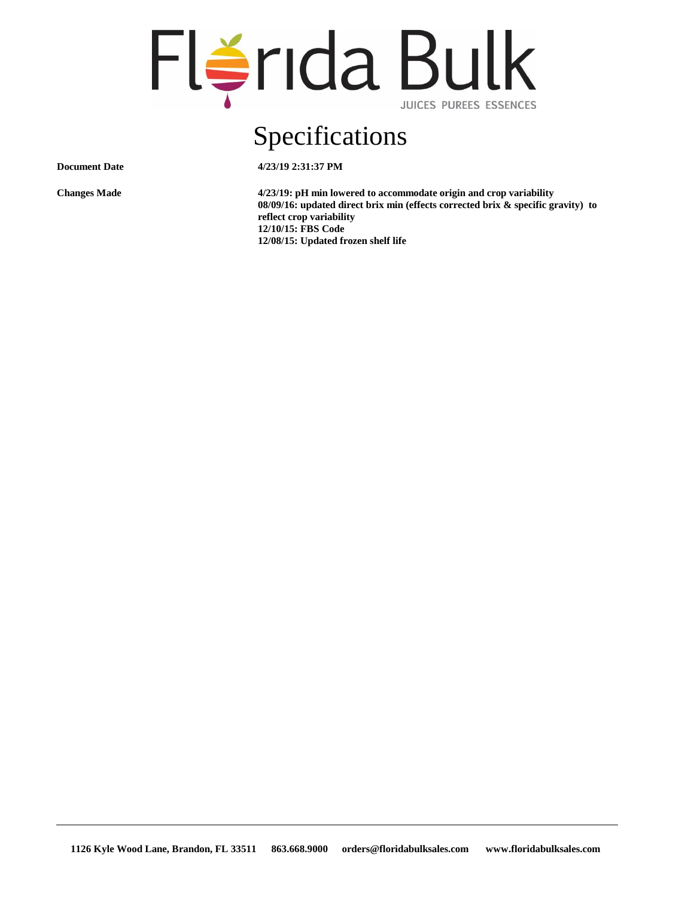# Specifications

| | |
|---|---|
| **Document Date** | **4/23/19 2:31:37 PM** |
| **Changes Made** | **4/23/19: pH min lowered to accommodate origin and crop variability**<br>**08/09/16: updated direct brix min (effects corrected brix & specific gravity) to reflect crop variability**<br>**12/10/15: FBS Code**<br>**12/08/15: Updated frozen shelf life** |